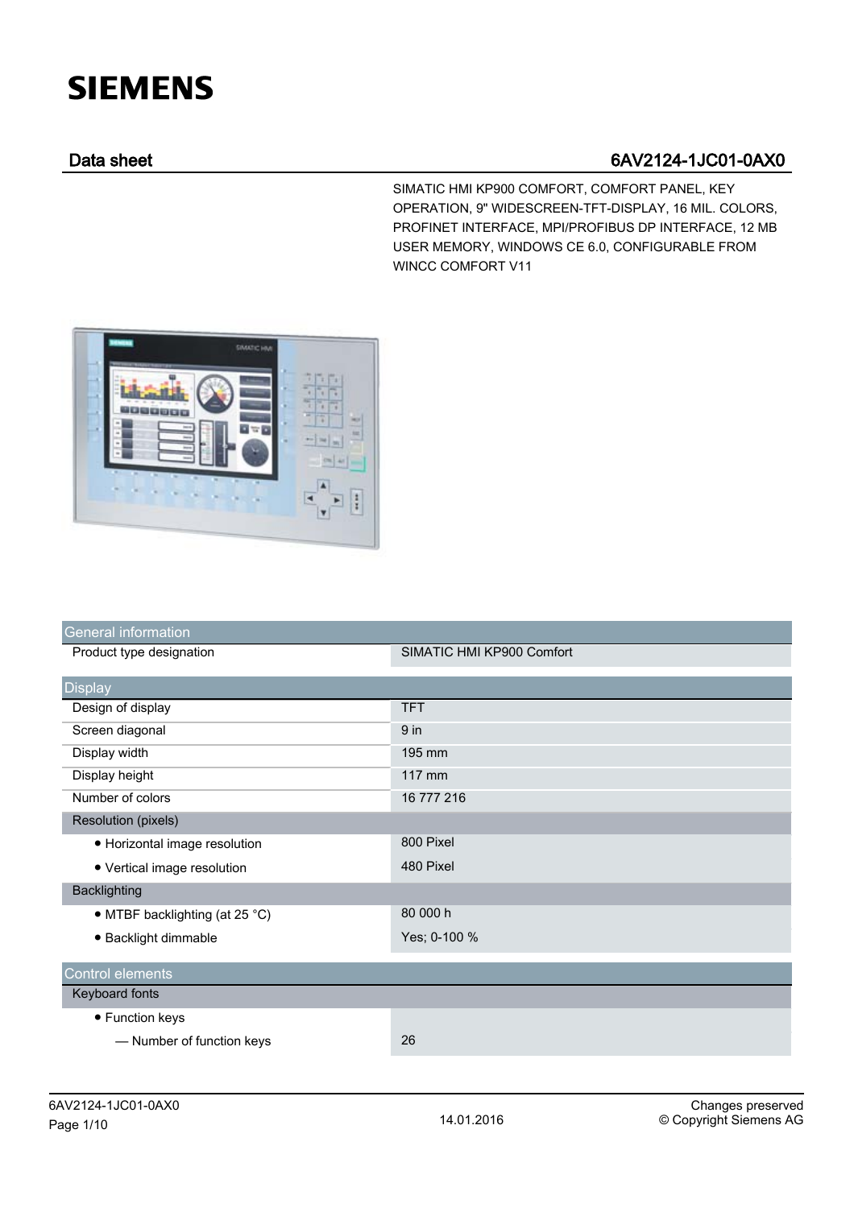# SIEMENS

## Data sheet 6AV2124-1JC01-0AX0

SIMATIC HMI KP900 COMFORT, COMFORT PANEL, KEY OPERATION, 9" WIDESCREEN-TFT-DISPLAY, 16 MIL. COLORS, PROFINET INTERFACE, MPI/PROFIBUS DP INTERFACE, 12 MB USER MEMORY, WINDOWS CE 6.0, CONFIGURABLE FROM WINCC COMFORT V11

| General information | |
|---|---|
| Product type designation | SIMATIC HMI KP900 Comfort |

| Display | |
|---|---|
| Design of display | TFT |
| Screen diagonal | 9 in |
| Display width | 195 mm |
| Display height | 117 mm |
| Number of colors | 16 777 216 |
| Resolution (pixels) | |
| • Horizontal image resolution | 800 Pixel |
| • Vertical image resolution | 480 Pixel |
| Backlighting | |
| • MTBF backlighting (at 25 °C) | 80 000 h |
| • Backlight dimmable | Yes; 0-100 % |

| Control elements | |
|---|---|
| Keyboard fonts | |
| • Function keys | |
| — Number of function keys | 26 |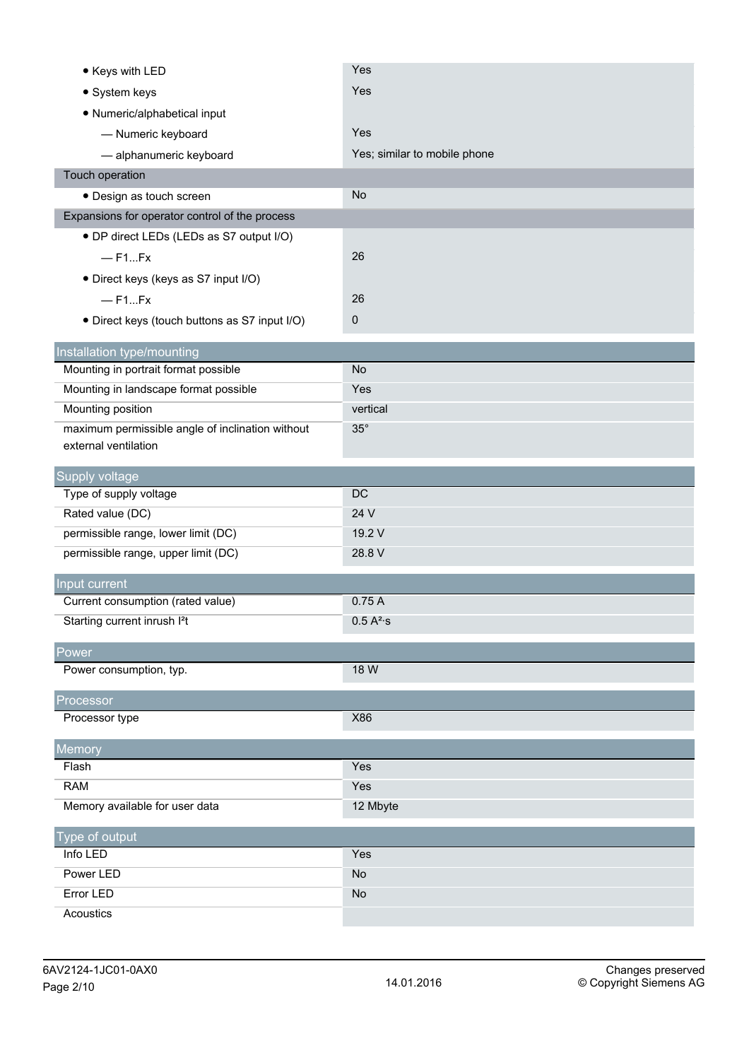| | |
|---|---|
| • Keys with LED | Yes |
| • System keys | Yes |
| • Numeric/alphabetical input | |
| — Numeric keyboard | Yes |
| — alphanumeric keyboard | Yes; similar to mobile phone |
| **Touch operation** | |
| • Design as touch screen | No |
| **Expansions for operator control of the process** | |
| • DP direct LEDs (LEDs as S7 output I/O) | |
| — F1...Fx | 26 |
| • Direct keys (keys as S7 input I/O) | |
| — F1...Fx | 26 |
| • Direct keys (touch buttons as S7 input I/O) | 0 |

## Installation type/mounting

| | |
|---|---|
| Mounting in portrait format possible | No |
| Mounting in landscape format possible | Yes |
| Mounting position | vertical |
| maximum permissible angle of inclination without external ventilation | 35° |

## Supply voltage

| | |
|---|---|
| Type of supply voltage | DC |
| Rated value (DC) | 24 V |
| permissible range, lower limit (DC) | 19.2 V |
| permissible range, upper limit (DC) | 28.8 V |

## Input current

| | |
|---|---|
| Current consumption (rated value) | 0.75 A |
| Starting current inrush $I^2t$ | 0.5 $A^2 \cdot s$ |

## Power

| | |
|---|---|
| Power consumption, typ. | 18 W |

## Processor

| | |
|---|---|
| Processor type | X86 |

## Memory

| | |
|---|---|
| Flash | Yes |
| RAM | Yes |
| Memory available for user data | 12 Mbyte |

## Type of output

| | |
|---|---|
| Info LED | Yes |
| Power LED | No |
| Error LED | No |
| Acoustics | |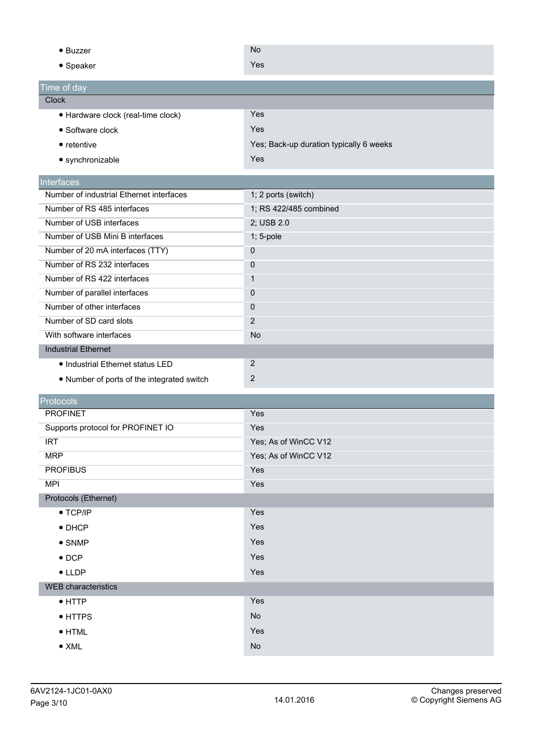| | |
|---|---|
| • Buzzer | No |
| • Speaker | Yes |

## Time of day

| | |
|---|---|
| **Clock** | |
| • Hardware clock (real-time clock) | Yes |
| • Software clock | Yes |
| • retentive | Yes; Back-up duration typically 6 weeks |
| • synchronizable | Yes |

## Interfaces

| | |
|---|---|
| Number of industrial Ethernet interfaces | 1; 2 ports (switch) |
| Number of RS 485 interfaces | 1; RS 422/485 combined |
| Number of USB interfaces | 2; USB 2.0 |
| Number of USB Mini B interfaces | 1; 5-pole |
| Number of 20 mA interfaces (TTY) | 0 |
| Number of RS 232 interfaces | 0 |
| Number of RS 422 interfaces | 1 |
| Number of parallel interfaces | 0 |
| Number of other interfaces | 0 |
| Number of SD card slots | 2 |
| With software interfaces | No |
| **Industrial Ethernet** | |
| • Industrial Ethernet status LED | 2 |
| • Number of ports of the integrated switch | 2 |

## Protocols

| | |
|---|---|
| PROFINET | Yes |
| Supports protocol for PROFINET IO | Yes |
| IRT | Yes; As of WinCC V12 |
| MRP | Yes; As of WinCC V12 |
| PROFIBUS | Yes |
| MPI | Yes |
| **Protocols (Ethernet)** | |
| • TCP/IP | Yes |
| • DHCP | Yes |
| • SNMP | Yes |
| • DCP | Yes |
| • LLDP | Yes |
| **WEB characteristics** | |
| • HTTP | Yes |
| • HTTPS | No |
| • HTML | Yes |
| • XML | No |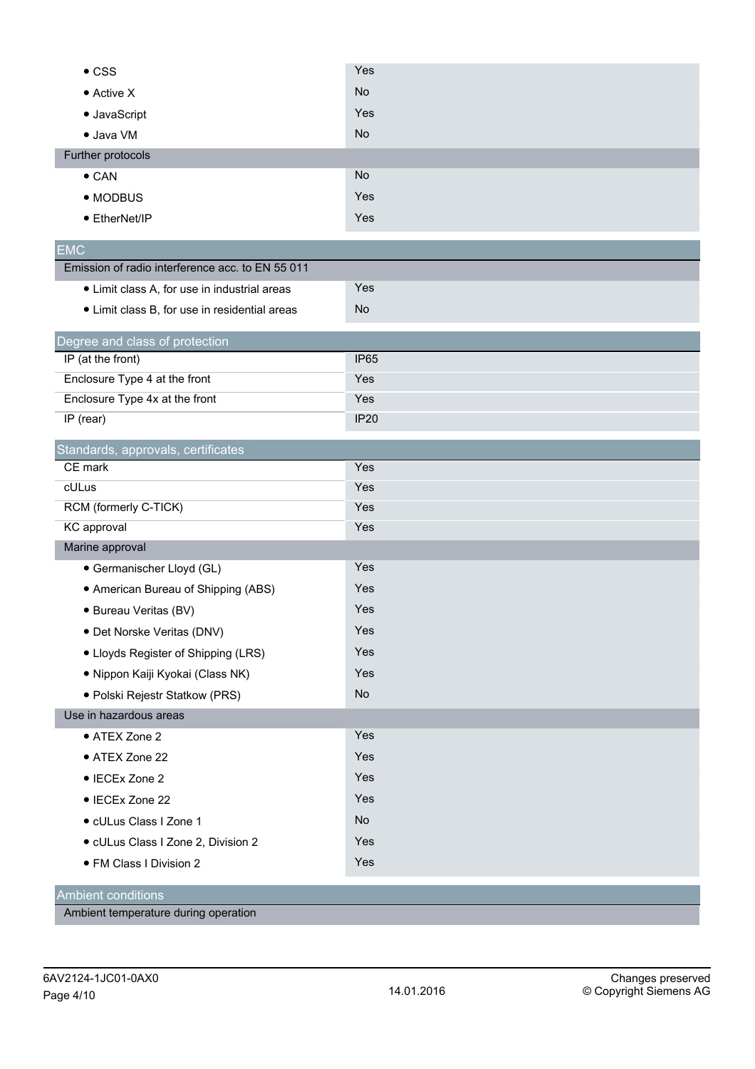| | |
|---|---|
| • CSS | Yes |
| • Active X | No |
| • JavaScript | Yes |
| • Java VM | No |
| **Further protocols** | |
| • CAN | No |
| • MODBUS | Yes |
| • EtherNet/IP | Yes |

## EMC

| | |
|---|---|
| **Emission of radio interference acc. to EN 55 011** | |
| • Limit class A, for use in industrial areas | Yes |
| • Limit class B, for use in residential areas | No |

## Degree and class of protection

| | |
|---|---|
| IP (at the front) | IP65 |
| Enclosure Type 4 at the front | Yes |
| Enclosure Type 4x at the front | Yes |
| IP (rear) | IP20 |

## Standards, approvals, certificates

| | |
|---|---|
| CE mark | Yes |
| cULus | Yes |
| RCM (formerly C-TICK) | Yes |
| KC approval | Yes |
| **Marine approval** | |
| • Germanischer Lloyd (GL) | Yes |
| • American Bureau of Shipping (ABS) | Yes |
| • Bureau Veritas (BV) | Yes |
| • Det Norske Veritas (DNV) | Yes |
| • Lloyds Register of Shipping (LRS) | Yes |
| • Nippon Kaiji Kyokai (Class NK) | Yes |
| • Polski Rejestr Statkow (PRS) | No |
| **Use in hazardous areas** | |
| • ATEX Zone 2 | Yes |
| • ATEX Zone 22 | Yes |
| • IECEx Zone 2 | Yes |
| • IECEx Zone 22 | Yes |
| • cULus Class I Zone 1 | No |
| • cULus Class I Zone 2, Division 2 | Yes |
| • FM Class I Division 2 | Yes |

## Ambient conditions

| | |
|---|---|
| **Ambient temperature during operation** | |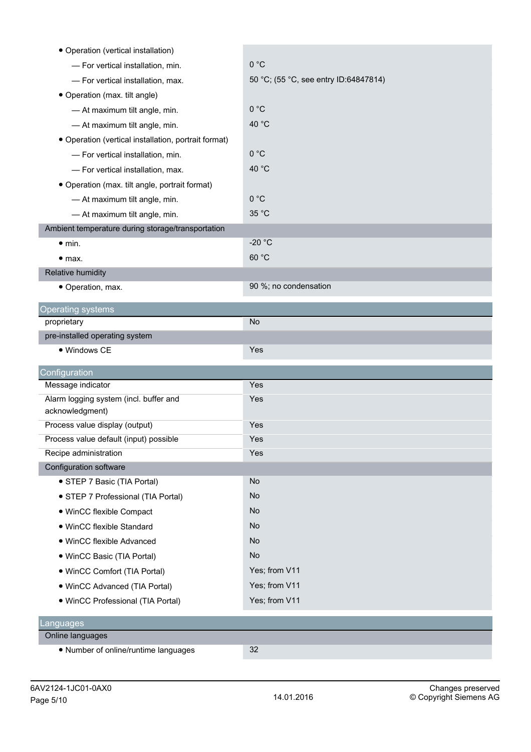| | |
|---|---|
| • Operation (vertical installation) | |
| — For vertical installation, min. | 0 °C |
| — For vertical installation, max. | 50 °C; (55 °C, see entry ID:64847814) |
| • Operation (max. tilt angle) | |
| — At maximum tilt angle, min. | 0 °C |
| — At maximum tilt angle, min. | 40 °C |
| • Operation (vertical installation, portrait format) | |
| — For vertical installation, min. | 0 °C |
| — For vertical installation, max. | 40 °C |
| • Operation (max. tilt angle, portrait format) | |
| — At maximum tilt angle, min. | 0 °C |
| — At maximum tilt angle, min. | 35 °C |
| **Ambient temperature during storage/transportation** | |
| • min. | -20 °C |
| • max. | 60 °C |
| **Relative humidity** | |
| • Operation, max. | 90 %; no condensation |

## Operating systems

| | |
|---|---|
| proprietary | No |
| **pre-installed operating system** | |
| • Windows CE | Yes |

## Configuration

| | |
|---|---|
| Message indicator | Yes |
| Alarm logging system (incl. buffer and acknowledgment) | Yes |
| Process value display (output) | Yes |
| Process value default (input) possible | Yes |
| Recipe administration | Yes |
| **Configuration software** | |
| • STEP 7 Basic (TIA Portal) | No |
| • STEP 7 Professional (TIA Portal) | No |
| • WinCC flexible Compact | No |
| • WinCC flexible Standard | No |
| • WinCC flexible Advanced | No |
| • WinCC Basic (TIA Portal) | No |
| • WinCC Comfort (TIA Portal) | Yes; from V11 |
| • WinCC Advanced (TIA Portal) | Yes; from V11 |
| • WinCC Professional (TIA Portal) | Yes; from V11 |

## Languages

| | |
|---|---|
| **Online languages** | |
| • Number of online/runtime languages | 32 |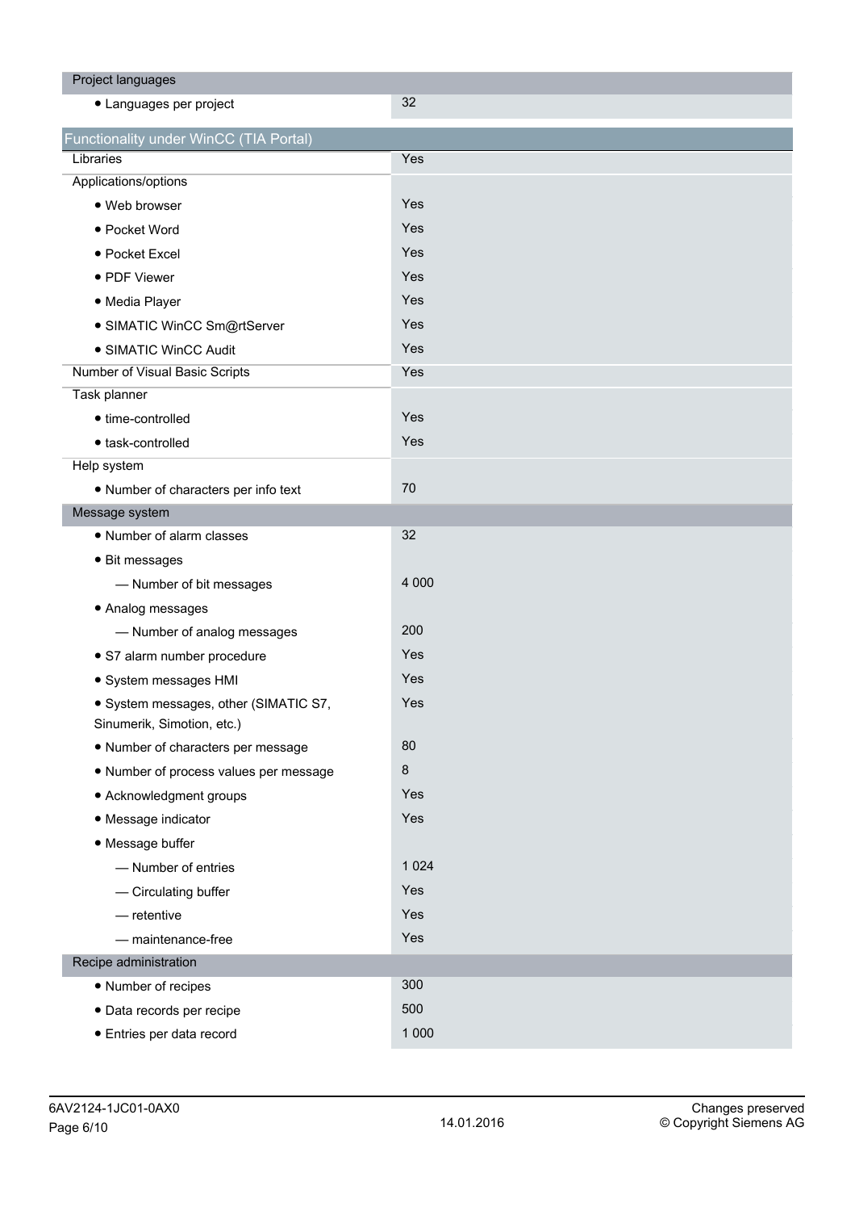| Project languages | |
|---|---|
| • Languages per project | 32 |

| Functionality under WinCC (TIA Portal) | |
|---|---|
| Libraries | Yes |
| Applications/options | |
| • Web browser | Yes |
| • Pocket Word | Yes |
| • Pocket Excel | Yes |
| • PDF Viewer | Yes |
| • Media Player | Yes |
| • SIMATIC WinCC Sm@rtServer | Yes |
| • SIMATIC WinCC Audit | Yes |
| Number of Visual Basic Scripts | Yes |
| Task planner | |
| • time-controlled | Yes |
| • task-controlled | Yes |
| Help system | |
| • Number of characters per info text | 70 |
| **Message system** | |
| • Number of alarm classes | 32 |
| • Bit messages | |
| — Number of bit messages | 4 000 |
| • Analog messages | |
| — Number of analog messages | 200 |
| • S7 alarm number procedure | Yes |
| • System messages HMI | Yes |
| • System messages, other (SIMATIC S7, Sinumerik, Simotion, etc.) | Yes |
| • Number of characters per message | 80 |
| • Number of process values per message | 8 |
| • Acknowledgment groups | Yes |
| • Message indicator | Yes |
| • Message buffer | |
| — Number of entries | 1 024 |
| — Circulating buffer | Yes |
| — retentive | Yes |
| — maintenance-free | Yes |
| **Recipe administration** | |
| • Number of recipes | 300 |
| • Data records per recipe | 500 |
| • Entries per data record | 1 000 |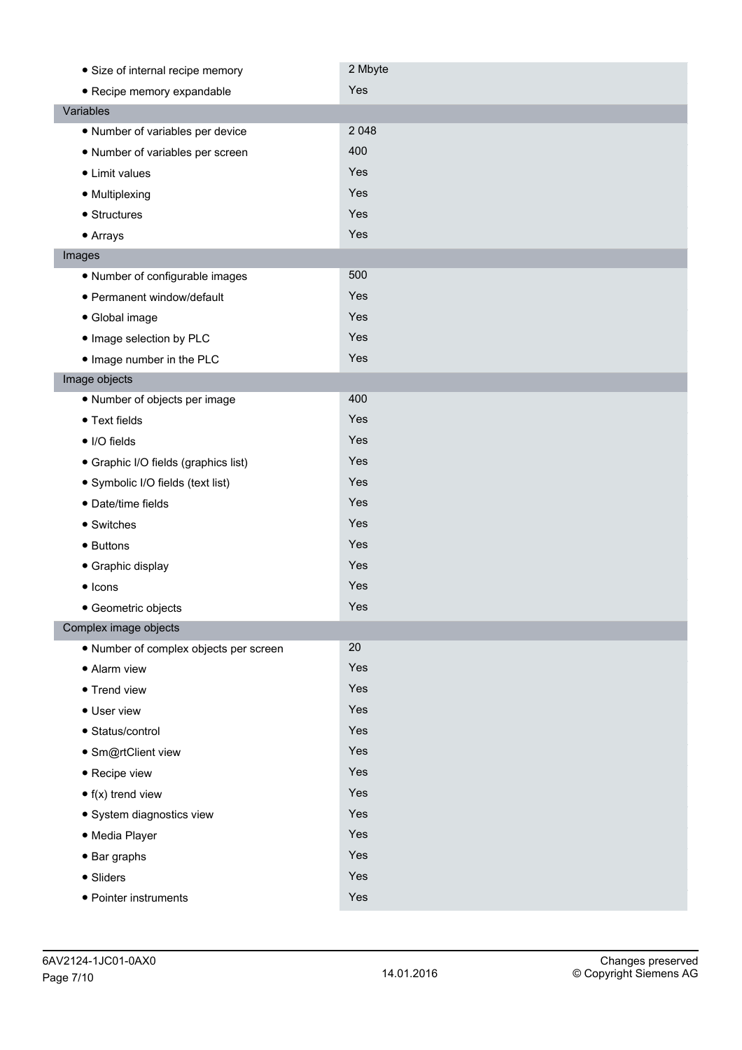| | |
|---|---|
| • Size of internal recipe memory | 2 Mbyte |
| • Recipe memory expandable | Yes |
| **Variables** | |
| • Number of variables per device | 2 048 |
| • Number of variables per screen | 400 |
| • Limit values | Yes |
| • Multiplexing | Yes |
| • Structures | Yes |
| • Arrays | Yes |
| **Images** | |
| • Number of configurable images | 500 |
| • Permanent window/default | Yes |
| • Global image | Yes |
| • Image selection by PLC | Yes |
| • Image number in the PLC | Yes |
| **Image objects** | |
| • Number of objects per image | 400 |
| • Text fields | Yes |
| • I/O fields | Yes |
| • Graphic I/O fields (graphics list) | Yes |
| • Symbolic I/O fields (text list) | Yes |
| • Date/time fields | Yes |
| • Switches | Yes |
| • Buttons | Yes |
| • Graphic display | Yes |
| • Icons | Yes |
| • Geometric objects | Yes |
| **Complex image objects** | |
| • Number of complex objects per screen | 20 |
| • Alarm view | Yes |
| • Trend view | Yes |
| • User view | Yes |
| • Status/control | Yes |
| • Sm@rtClient view | Yes |
| • Recipe view | Yes |
| • f(x) trend view | Yes |
| • System diagnostics view | Yes |
| • Media Player | Yes |
| • Bar graphs | Yes |
| • Sliders | Yes |
| • Pointer instruments | Yes |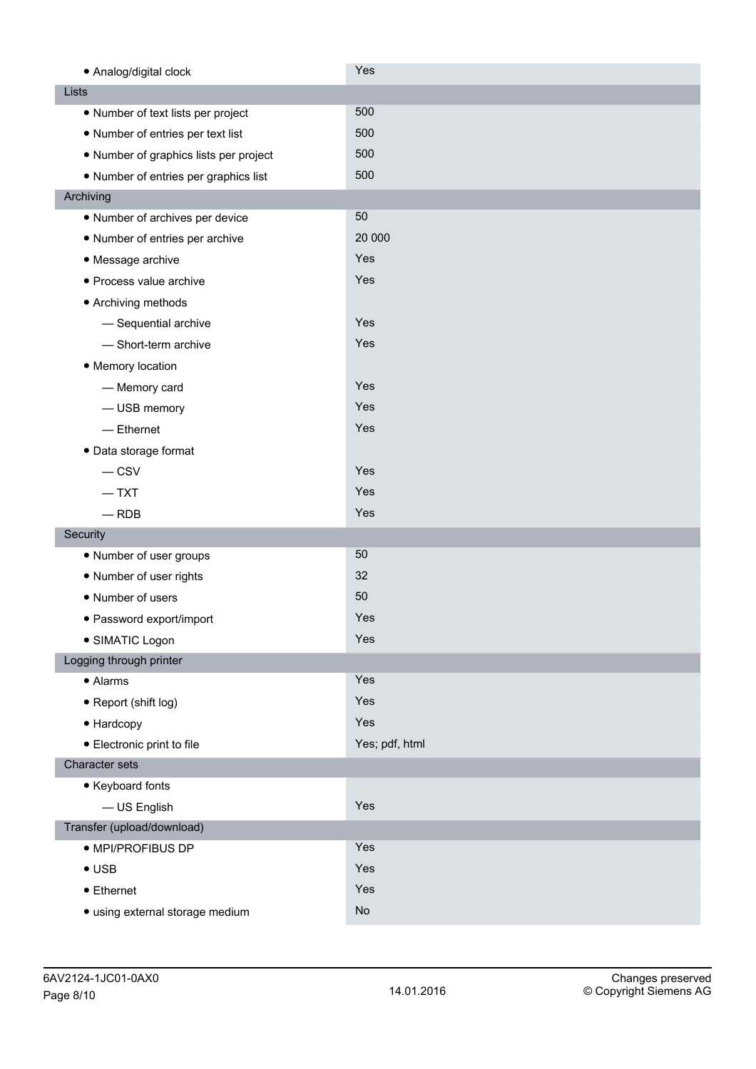| | |
|---|---|
| • Analog/digital clock | Yes |
| **Lists** | |
| • Number of text lists per project | 500 |
| • Number of entries per text list | 500 |
| • Number of graphics lists per project | 500 |
| • Number of entries per graphics list | 500 |
| **Archiving** | |
| • Number of archives per device | 50 |
| • Number of entries per archive | 20 000 |
| • Message archive | Yes |
| • Process value archive | Yes |
| • Archiving methods | |
| — Sequential archive | Yes |
| — Short-term archive | Yes |
| • Memory location | |
| — Memory card | Yes |
| — USB memory | Yes |
| — Ethernet | Yes |
| • Data storage format | |
| — CSV | Yes |
| — TXT | Yes |
| — RDB | Yes |
| **Security** | |
| • Number of user groups | 50 |
| • Number of user rights | 32 |
| • Number of users | 50 |
| • Password export/import | Yes |
| • SIMATIC Logon | Yes |
| **Logging through printer** | |
| • Alarms | Yes |
| • Report (shift log) | Yes |
| • Hardcopy | Yes |
| • Electronic print to file | Yes; pdf, html |
| **Character sets** | |
| • Keyboard fonts | |
| — US English | Yes |
| **Transfer (upload/download)** | |
| • MPI/PROFIBUS DP | Yes |
| • USB | Yes |
| • Ethernet | Yes |
| • using external storage medium | No |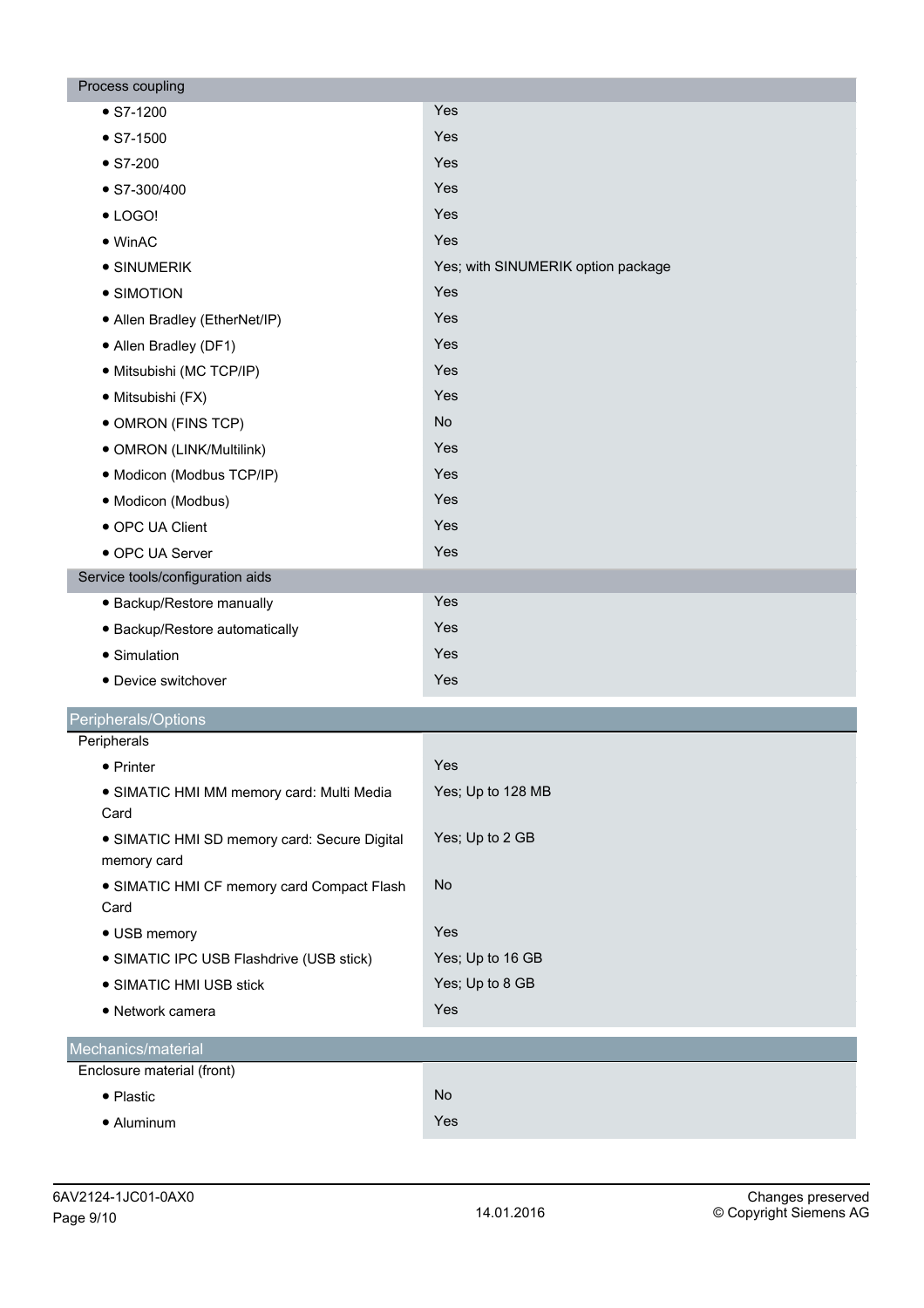| Process coupling | |
|---|---|
| • S7-1200 | Yes |
| • S7-1500 | Yes |
| • S7-200 | Yes |
| • S7-300/400 | Yes |
| • LOGO! | Yes |
| • WinAC | Yes |
| • SINUMERIK | Yes; with SINUMERIK option package |
| • SIMOTION | Yes |
| • Allen Bradley (EtherNet/IP) | Yes |
| • Allen Bradley (DF1) | Yes |
| • Mitsubishi (MC TCP/IP) | Yes |
| • Mitsubishi (FX) | Yes |
| • OMRON (FINS TCP) | No |
| • OMRON (LINK/Multilink) | Yes |
| • Modicon (Modbus TCP/IP) | Yes |
| • Modicon (Modbus) | Yes |
| • OPC UA Client | Yes |
| • OPC UA Server | Yes |
| **Service tools/configuration aids** | |
| • Backup/Restore manually | Yes |
| • Backup/Restore automatically | Yes |
| • Simulation | Yes |
| • Device switchover | Yes |

## Peripherals/Options

| Peripherals | |
|---|---|
| • Printer | Yes |
| • SIMATIC HMI MM memory card: Multi Media Card | Yes; Up to 128 MB |
| • SIMATIC HMI SD memory card: Secure Digital memory card | Yes; Up to 2 GB |
| • SIMATIC HMI CF memory card Compact Flash Card | No |
| • USB memory | Yes |
| • SIMATIC IPC USB Flashdrive (USB stick) | Yes; Up to 16 GB |
| • SIMATIC HMI USB stick | Yes; Up to 8 GB |
| • Network camera | Yes |

## Mechanics/material

| Enclosure material (front) | |
|---|---|
| • Plastic | No |
| • Aluminum | Yes |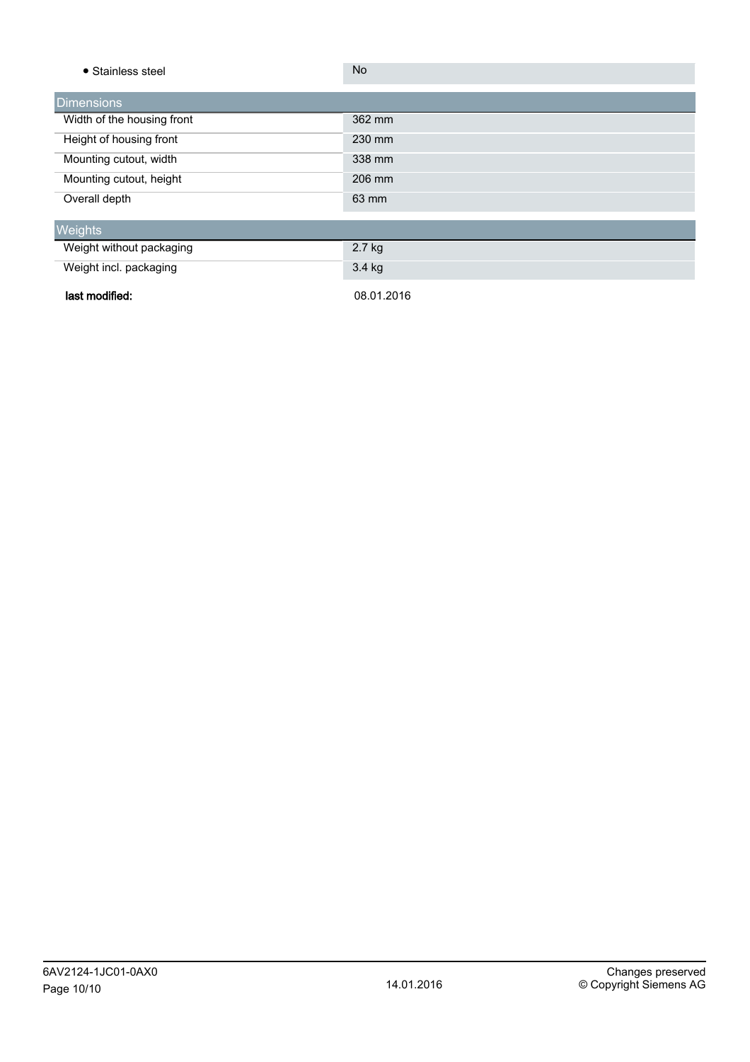| | |
|---|---|
| • Stainless steel | No |

## Dimensions

| | |
|---|---|
| Width of the housing front | 362 mm |
| Height of housing front | 230 mm |
| Mounting cutout, width | 338 mm |
| Mounting cutout, height | 206 mm |
| Overall depth | 63 mm |

## Weights

| | |
|---|---|
| Weight without packaging | 2.7 kg |
| Weight incl. packaging | 3.4 kg |

**last modified:** 08.01.2016